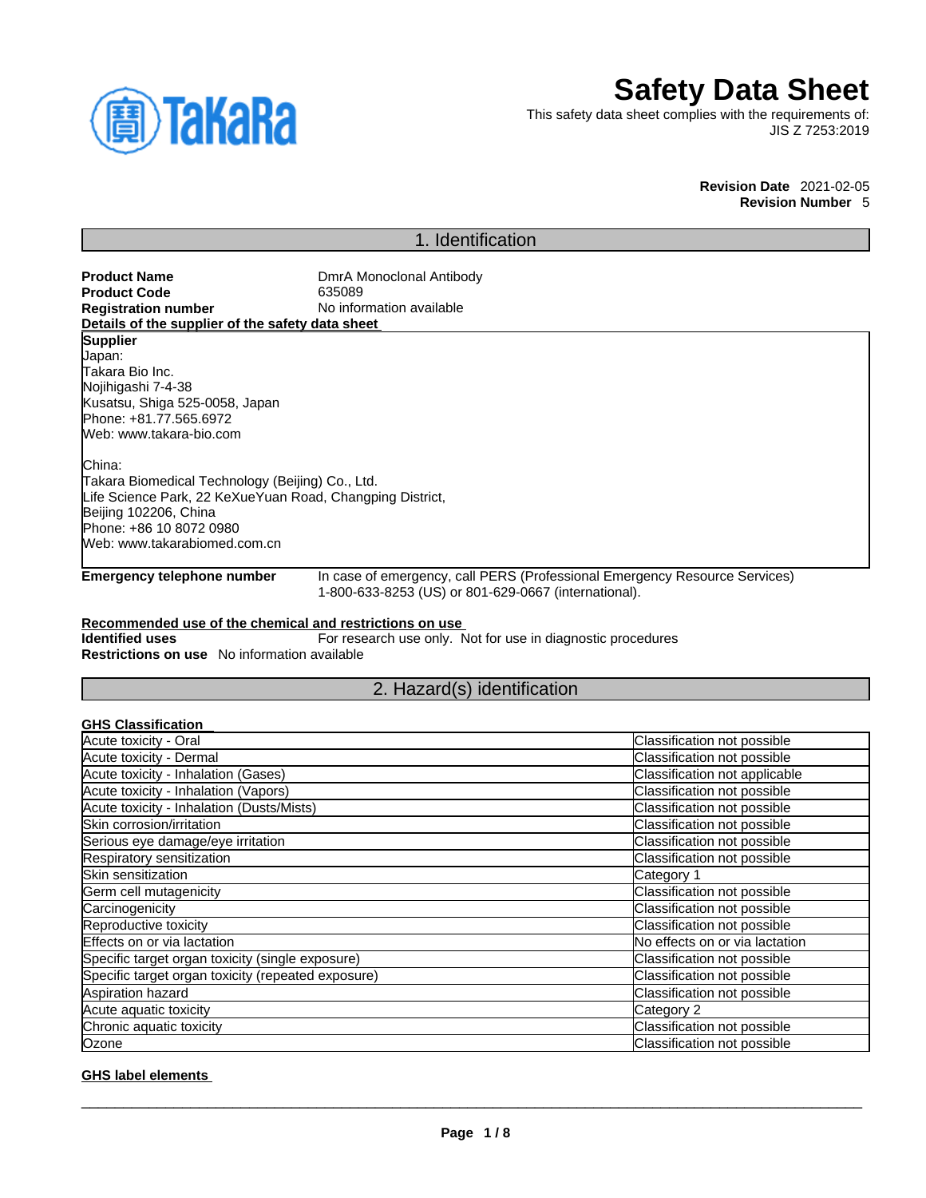# Safety Data Sheet

This safety data sheet complies with the requirements of:
JIS Z 7253:2019

**Revision Date** 2021-02-05
**Revision Number** 5

## 1. Identification

**Product Name** DmrA Monoclonal Antibody
**Product Code** 635089
**Registration number** No information available

**Details of the supplier of the safety data sheet**

**Supplier**
Japan:
Takara Bio Inc.
Nojihigashi 7-4-38
Kusatsu, Shiga 525-0058, Japan
Phone: +81.77.565.6972
Web: www.takara-bio.com

China:
Takara Biomedical Technology (Beijing) Co., Ltd.
Life Science Park, 22 KeXueYuan Road, Changping District,
Beijing 102206, China
Phone: +86 10 8072 0980
Web: www.takarabiomed.com.cn

**Emergency telephone number** In case of emergency, call PERS (Professional Emergency Resource Services) 1-800-633-8253 (US) or 801-629-0667 (international).

**Recommended use of the chemical and restrictions on use**

**Identified uses** For research use only. Not for use in diagnostic procedures
**Restrictions on use** No information available

## 2. Hazard(s) identification

**GHS Classification**

| | |
|---|---|
| Acute toxicity - Oral | Classification not possible |
| Acute toxicity - Dermal | Classification not possible |
| Acute toxicity - Inhalation (Gases) | Classification not applicable |
| Acute toxicity - Inhalation (Vapors) | Classification not possible |
| Acute toxicity - Inhalation (Dusts/Mists) | Classification not possible |
| Skin corrosion/irritation | Classification not possible |
| Serious eye damage/eye irritation | Classification not possible |
| Respiratory sensitization | Classification not possible |
| Skin sensitization | Category 1 |
| Germ cell mutagenicity | Classification not possible |
| Carcinogenicity | Classification not possible |
| Reproductive toxicity | Classification not possible |
| Effects on or via lactation | No effects on or via lactation |
| Specific target organ toxicity (single exposure) | Classification not possible |
| Specific target organ toxicity (repeated exposure) | Classification not possible |
| Aspiration hazard | Classification not possible |
| Acute aquatic toxicity | Category 2 |
| Chronic aquatic toxicity | Classification not possible |
| Ozone | Classification not possible |

**GHS label elements**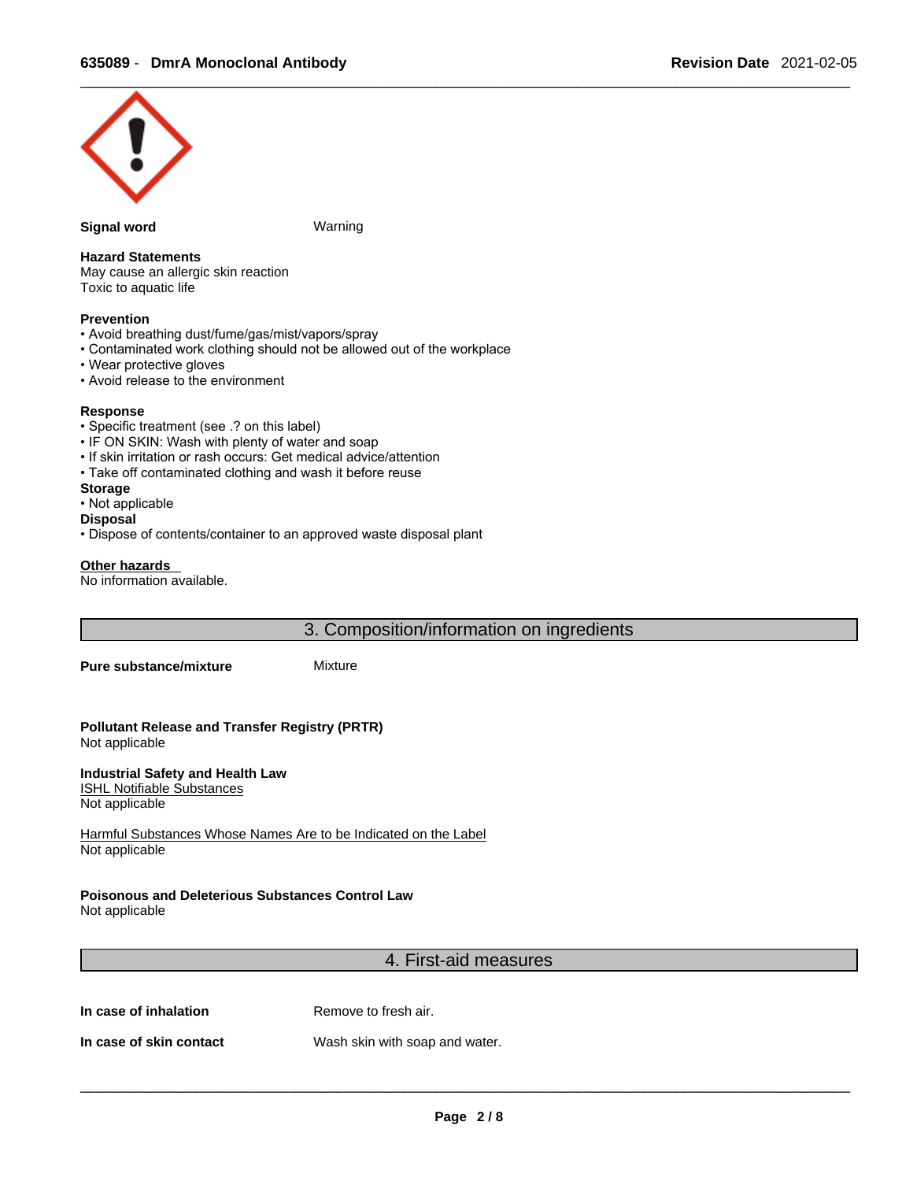**Signal word** Warning

**Hazard Statements**
May cause an allergic skin reaction
Toxic to aquatic life

**Prevention**
- Avoid breathing dust/fume/gas/mist/vapors/spray
- Contaminated work clothing should not be allowed out of the workplace
- Wear protective gloves
- Avoid release to the environment

**Response**
- Specific treatment (see .? on this label)
- IF ON SKIN: Wash with plenty of water and soap
- If skin irritation or rash occurs: Get medical advice/attention
- Take off contaminated clothing and wash it before reuse

**Storage**
- Not applicable

**Disposal**
- Dispose of contents/container to an approved waste disposal plant

**Other hazards**
No information available.

## 3. Composition/information on ingredients

**Pure substance/mixture** Mixture

**Pollutant Release and Transfer Registry (PRTR)**
Not applicable

**Industrial Safety and Health Law**
ISHL Notifiable Substances
Not applicable

Harmful Substances Whose Names Are to be Indicated on the Label
Not applicable

**Poisonous and Deleterious Substances Control Law**
Not applicable

## 4. First-aid measures

**In case of inhalation** Remove to fresh air.

**In case of skin contact** Wash skin with soap and water.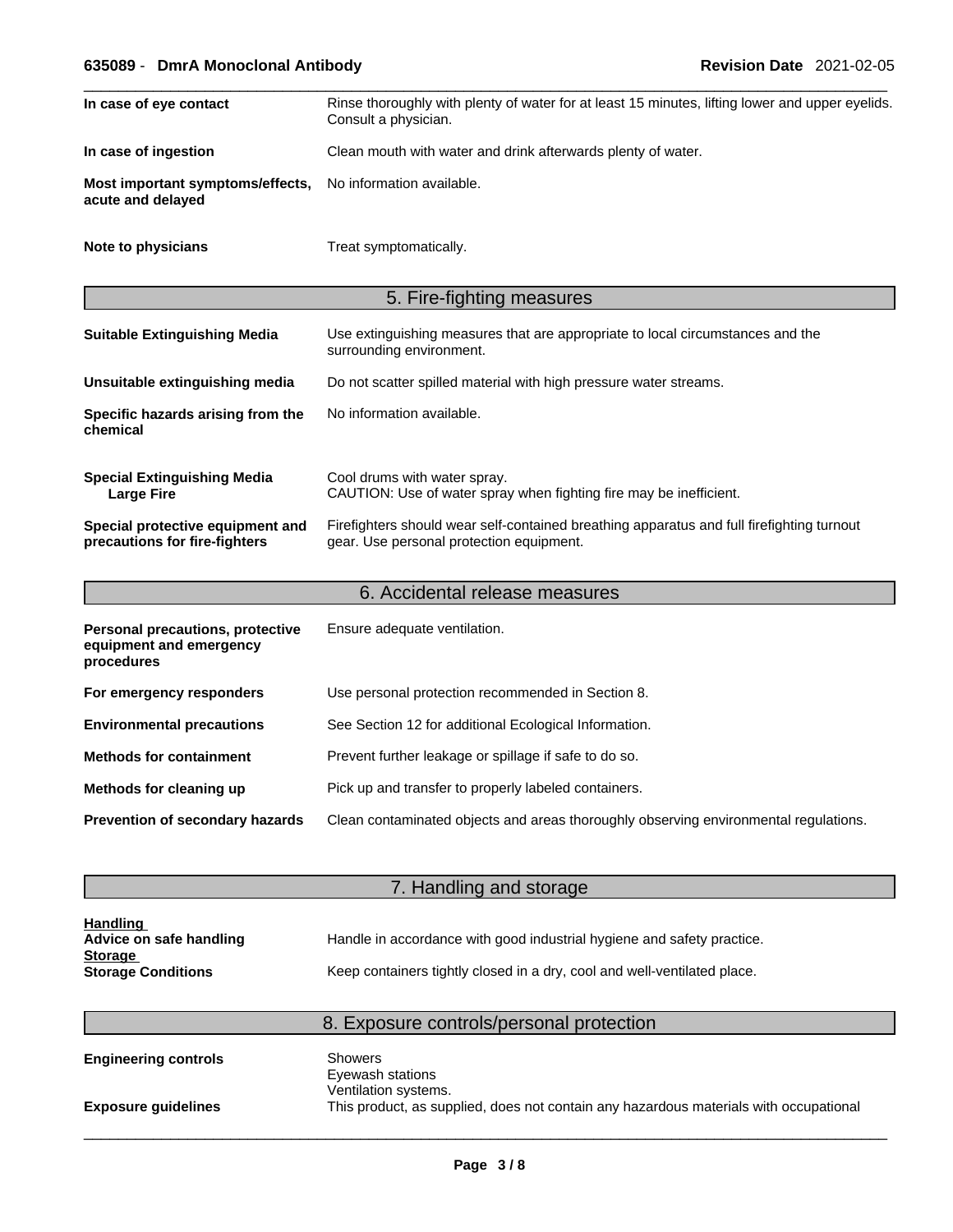**In case of eye contact** Rinse thoroughly with plenty of water for at least 15 minutes, lifting lower and upper eyelids. Consult a physician.

**In case of ingestion** Clean mouth with water and drink afterwards plenty of water.

**Most important symptoms/effects, acute and delayed** No information available.

**Note to physicians** Treat symptomatically.

## 5. Fire-fighting measures

**Suitable Extinguishing Media** Use extinguishing measures that are appropriate to local circumstances and the surrounding environment.

**Unsuitable extinguishing media** Do not scatter spilled material with high pressure water streams.

**Specific hazards arising from the chemical** No information available.

**Special Extinguishing Media**
**Large Fire**
Cool drums with water spray.
CAUTION: Use of water spray when fighting fire may be inefficient.

**Special protective equipment and precautions for fire-fighters** Firefighters should wear self-contained breathing apparatus and full firefighting turnout gear. Use personal protection equipment.

## 6. Accidental release measures

**Personal precautions, protective equipment and emergency procedures** Ensure adequate ventilation.

**For emergency responders** Use personal protection recommended in Section 8.

**Environmental precautions** See Section 12 for additional Ecological Information.

**Methods for containment** Prevent further leakage or spillage if safe to do so.

**Methods for cleaning up** Pick up and transfer to properly labeled containers.

**Prevention of secondary hazards** Clean contaminated objects and areas thoroughly observing environmental regulations.

## 7. Handling and storage

**Handling**
**Advice on safe handling** Handle in accordance with good industrial hygiene and safety practice.

**Storage**
**Storage Conditions** Keep containers tightly closed in a dry, cool and well-ventilated place.

## 8. Exposure controls/personal protection

**Engineering controls**
Showers
Eyewash stations
Ventilation systems.

**Exposure guidelines** This product, as supplied, does not contain any hazardous materials with occupational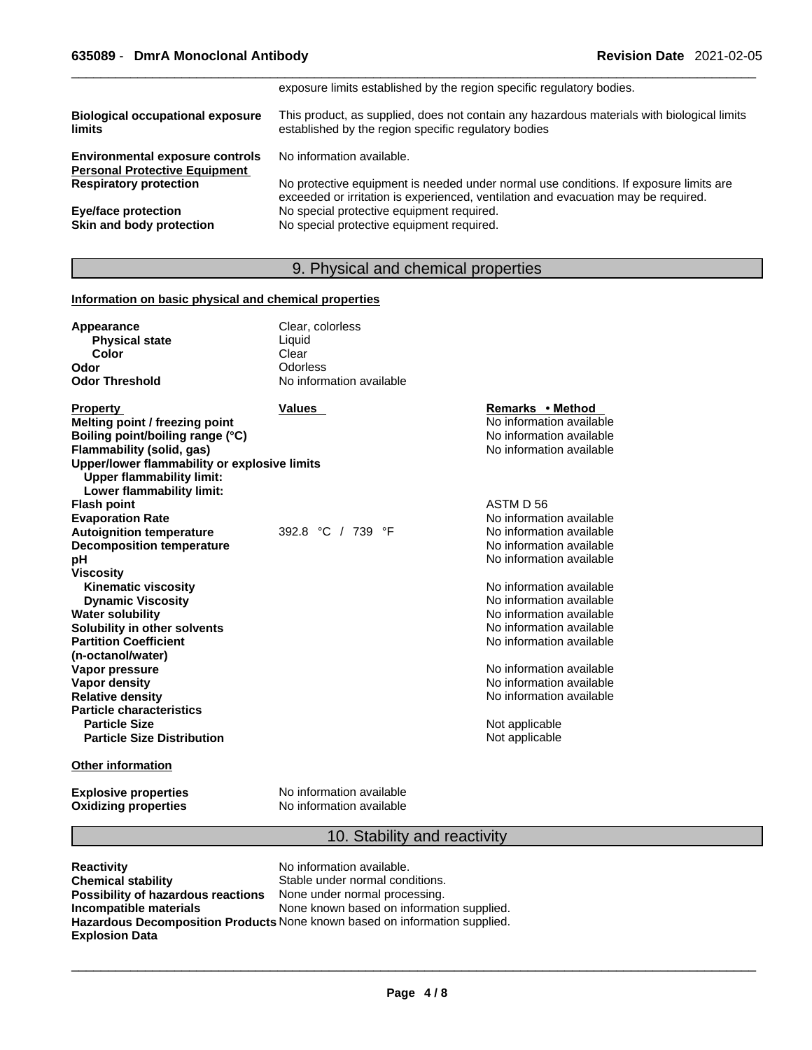| | |
|---|---|
| | exposure limits established by the region specific regulatory bodies. |
| **Biological occupational exposure limits** | This product, as supplied, does not contain any hazardous materials with biological limits established by the region specific regulatory bodies |
| **Environmental exposure controls** | No information available. |
| **Personal Protective Equipment** | |
| **Respiratory protection** | No protective equipment is needed under normal use conditions. If exposure limits are exceeded or irritation is experienced, ventilation and evacuation may be required. |
| **Eye/face protection** | No special protective equipment required. |
| **Skin and body protection** | No special protective equipment required. |

## 9. Physical and chemical properties

**Information on basic physical and chemical properties**

| | |
|---|---|
| **Appearance** | Clear, colorless |
| **Physical state** | Liquid |
| **Color** | Clear |
| **Odor** | Odorless |
| **Odor Threshold** | No information available |

| Property | Values | Remarks • Method |
|---|---|---|
| **Melting point / freezing point** | | No information available |
| **Boiling point/boiling range (°C)** | | No information available |
| **Flammability (solid, gas)** | | No information available |
| **Upper/lower flammability or explosive limits** | | |
| **Upper flammability limit:** | | |
| **Lower flammability limit:** | | |
| **Flash point** | | ASTM D 56 |
| **Evaporation Rate** | | No information available |
| **Autoignition temperature** | 392.8 °C / 739 °F | No information available |
| **Decomposition temperature** | | No information available |
| **pH** | | No information available |
| **Viscosity** | | |
| **Kinematic viscosity** | | No information available |
| **Dynamic Viscosity** | | No information available |
| **Water solubility** | | No information available |
| **Solubility in other solvents** | | No information available |
| **Partition Coefficient (n-octanol/water)** | | No information available |
| **Vapor pressure** | | No information available |
| **Vapor density** | | No information available |
| **Relative density** | | No information available |
| **Particle characteristics** | | |
| **Particle Size** | | Not applicable |
| **Particle Size Distribution** | | Not applicable |

**Other information**

| | |
|---|---|
| **Explosive properties** | No information available |
| **Oxidizing properties** | No information available |

## 10. Stability and reactivity

| | |
|---|---|
| **Reactivity** | No information available. |
| **Chemical stability** | Stable under normal conditions. |
| **Possibility of hazardous reactions** | None under normal processing. |
| **Incompatible materials** | None known based on information supplied. |
| **Hazardous Decomposition Products** | None known based on information supplied. |
| **Explosion Data** | |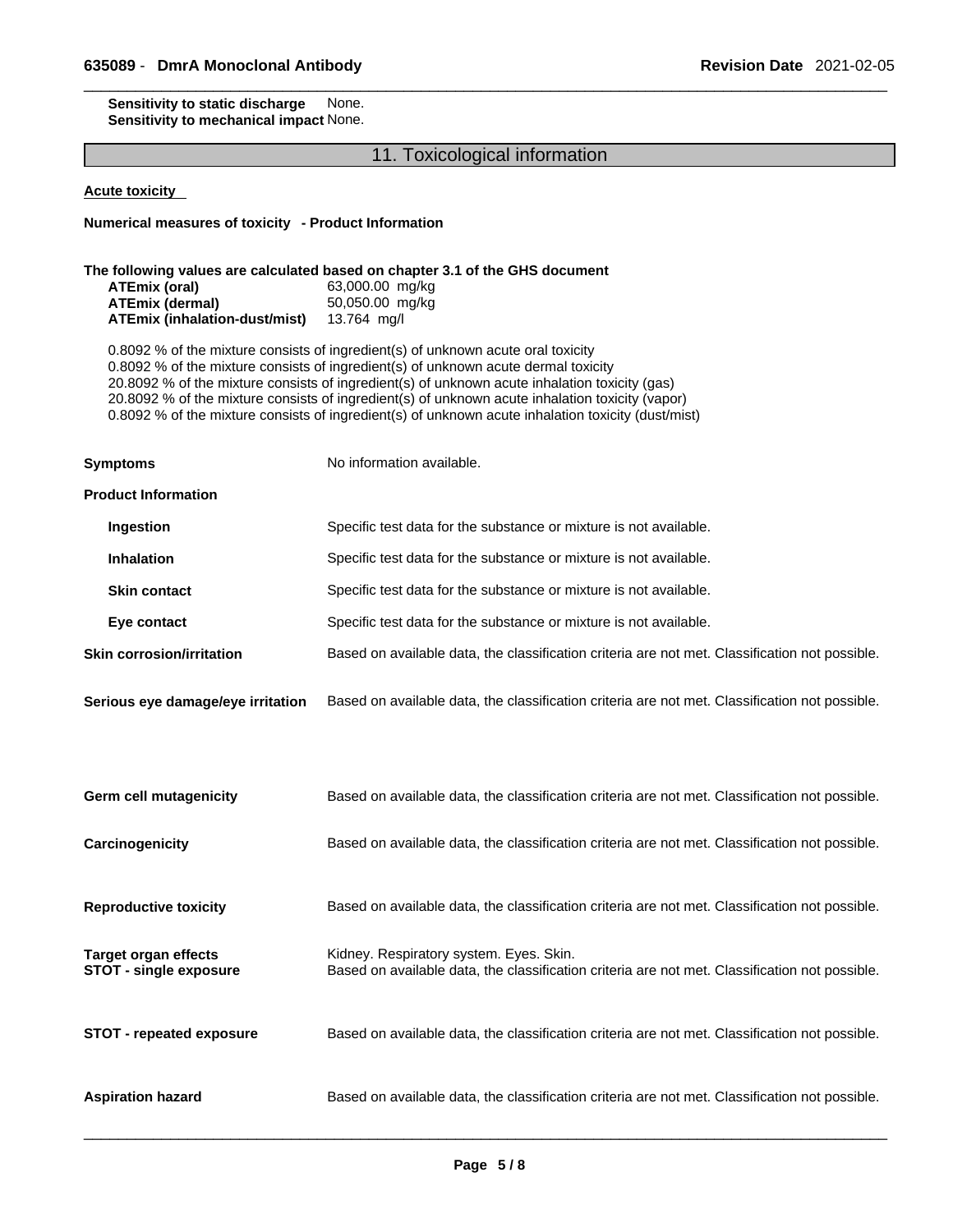**Sensitivity to static discharge** None.
**Sensitivity to mechanical impact** None.

## 11. Toxicological information

**Acute toxicity**

**Numerical measures of toxicity - Product Information**

**The following values are calculated based on chapter 3.1 of the GHS document**

| | |
|---|---|
| **ATEmix (oral)** | 63,000.00 mg/kg |
| **ATEmix (dermal)** | 50,050.00 mg/kg |
| **ATEmix (inhalation-dust/mist)** | 13.764 mg/l |

0.8092 % of the mixture consists of ingredient(s) of unknown acute oral toxicity
0.8092 % of the mixture consists of ingredient(s) of unknown acute dermal toxicity
20.8092 % of the mixture consists of ingredient(s) of unknown acute inhalation toxicity (gas)
20.8092 % of the mixture consists of ingredient(s) of unknown acute inhalation toxicity (vapor)
0.8092 % of the mixture consists of ingredient(s) of unknown acute inhalation toxicity (dust/mist)

**Symptoms** No information available.

**Product Information**

**Ingestion** Specific test data for the substance or mixture is not available.

**Inhalation** Specific test data for the substance or mixture is not available.

**Skin contact** Specific test data for the substance or mixture is not available.

**Eye contact** Specific test data for the substance or mixture is not available.

**Skin corrosion/irritation** Based on available data, the classification criteria are not met. Classification not possible.

**Serious eye damage/eye irritation** Based on available data, the classification criteria are not met. Classification not possible.

**Germ cell mutagenicity** Based on available data, the classification criteria are not met. Classification not possible.

**Carcinogenicity** Based on available data, the classification criteria are not met. Classification not possible.

**Reproductive toxicity** Based on available data, the classification criteria are not met. Classification not possible.

**Target organ effects** Kidney. Respiratory system. Eyes. Skin.
**STOT - single exposure** Based on available data, the classification criteria are not met. Classification not possible.

**STOT - repeated exposure** Based on available data, the classification criteria are not met. Classification not possible.

**Aspiration hazard** Based on available data, the classification criteria are not met. Classification not possible.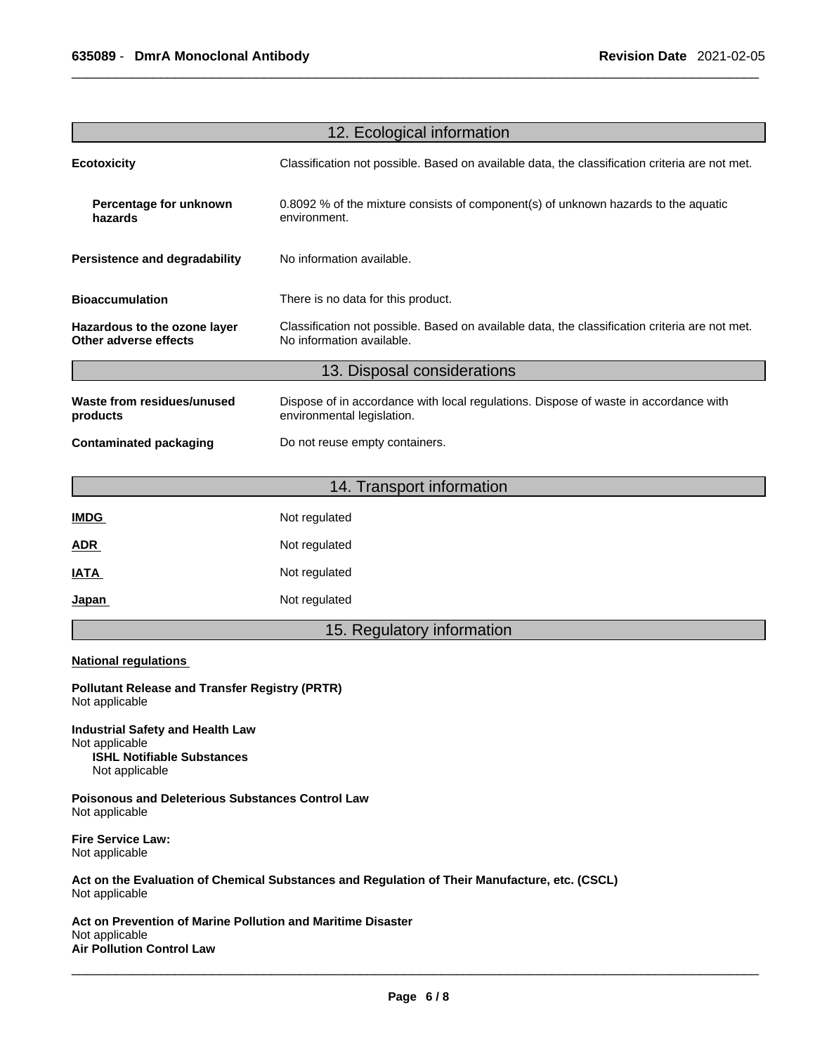## 12. Ecological information

**Ecotoxicity** Classification not possible. Based on available data, the classification criteria are not met.

**Percentage for unknown hazards** 0.8092 % of the mixture consists of component(s) of unknown hazards to the aquatic environment.

**Persistence and degradability** No information available.

**Bioaccumulation** There is no data for this product.

**Hazardous to the ozone layer** Classification not possible. Based on available data, the classification criteria are not met.
**Other adverse effects** No information available.

## 13. Disposal considerations

**Waste from residues/unused products** Dispose of in accordance with local regulations. Dispose of waste in accordance with environmental legislation.

**Contaminated packaging** Do not reuse empty containers.

## 14. Transport information

**IMDG** Not regulated

**ADR** Not regulated

**IATA** Not regulated

**Japan** Not regulated

## 15. Regulatory information

**National regulations**

**Pollutant Release and Transfer Registry (PRTR)**
Not applicable

**Industrial Safety and Health Law**
Not applicable
**ISHL Notifiable Substances**
Not applicable

**Poisonous and Deleterious Substances Control Law**
Not applicable

**Fire Service Law:**
Not applicable

**Act on the Evaluation of Chemical Substances and Regulation of Their Manufacture, etc. (CSCL)**
Not applicable

**Act on Prevention of Marine Pollution and Maritime Disaster**
Not applicable
**Air Pollution Control Law**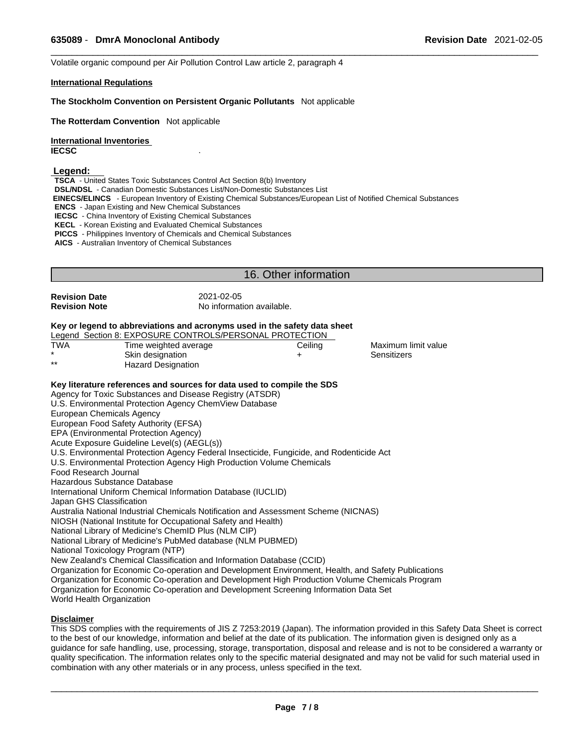Volatile organic compound per Air Pollution Control Law article 2, paragraph 4

**International Regulations**

**The Stockholm Convention on Persistent Organic Pollutants** Not applicable

**The Rotterdam Convention** Not applicable

**International Inventories**

**IECSC** .

**Legend:**

**TSCA** - United States Toxic Substances Control Act Section 8(b) Inventory
**DSL/NDSL** - Canadian Domestic Substances List/Non-Domestic Substances List
**EINECS/ELINCS** - European Inventory of Existing Chemical Substances/European List of Notified Chemical Substances
**ENCS** - Japan Existing and New Chemical Substances
**IECSC** - China Inventory of Existing Chemical Substances
**KECL** - Korean Existing and Evaluated Chemical Substances
**PICCS** - Philippines Inventory of Chemicals and Chemical Substances
**AICS** - Australian Inventory of Chemical Substances

## 16. Other information

**Revision Date** 2021-02-05
**Revision Note** No information available.

**Key or legend to abbreviations and acronyms used in the safety data sheet**

Legend Section 8: EXPOSURE CONTROLS/PERSONAL PROTECTION

| | | | |
|---|---|---|---|
| TWA | Time weighted average | Ceiling | Maximum limit value |
| * | Skin designation | + | Sensitizers |
| ** | Hazard Designation | | |

**Key literature references and sources for data used to compile the SDS**

Agency for Toxic Substances and Disease Registry (ATSDR)
U.S. Environmental Protection Agency ChemView Database
European Chemicals Agency
European Food Safety Authority (EFSA)
EPA (Environmental Protection Agency)
Acute Exposure Guideline Level(s) (AEGL(s))
U.S. Environmental Protection Agency Federal Insecticide, Fungicide, and Rodenticide Act
U.S. Environmental Protection Agency High Production Volume Chemicals
Food Research Journal
Hazardous Substance Database
International Uniform Chemical Information Database (IUCLID)
Japan GHS Classification
Australia National Industrial Chemicals Notification and Assessment Scheme (NICNAS)
NIOSH (National Institute for Occupational Safety and Health)
National Library of Medicine's ChemID Plus (NLM CIP)
National Library of Medicine's PubMed database (NLM PUBMED)
National Toxicology Program (NTP)
New Zealand's Chemical Classification and Information Database (CCID)
Organization for Economic Co-operation and Development Environment, Health, and Safety Publications
Organization for Economic Co-operation and Development High Production Volume Chemicals Program
Organization for Economic Co-operation and Development Screening Information Data Set
World Health Organization

**Disclaimer**

This SDS complies with the requirements of JIS Z 7253:2019 (Japan). The information provided in this Safety Data Sheet is correct to the best of our knowledge, information and belief at the date of its publication. The information given is designed only as a guidance for safe handling, use, processing, storage, transportation, disposal and release and is not to be considered a warranty or quality specification. The information relates only to the specific material designated and may not be valid for such material used in combination with any other materials or in any process, unless specified in the text.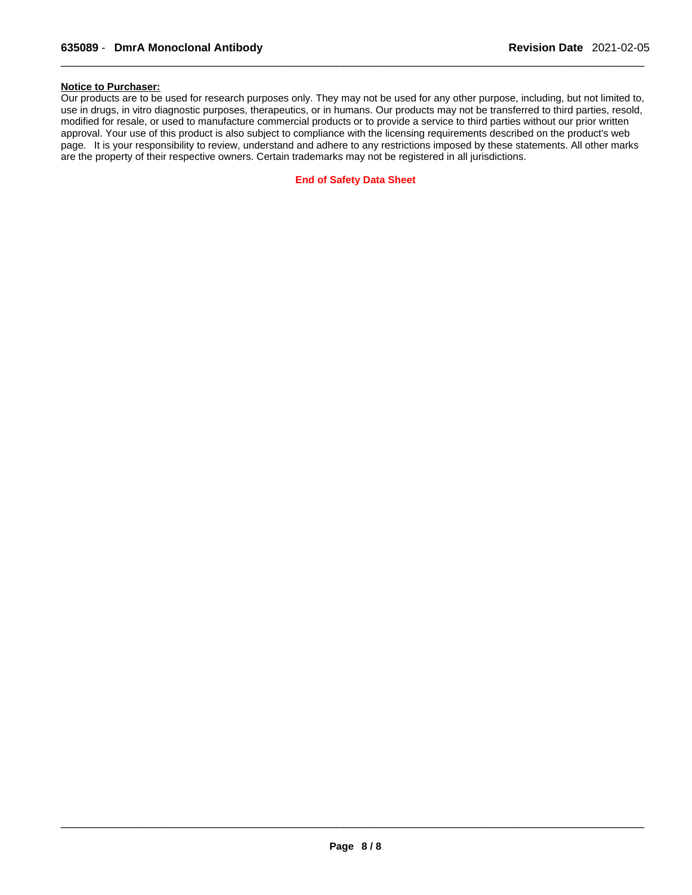**Notice to Purchaser:**

Our products are to be used for research purposes only. They may not be used for any other purpose, including, but not limited to, use in drugs, in vitro diagnostic purposes, therapeutics, or in humans. Our products may not be transferred to third parties, resold, modified for resale, or used to manufacture commercial products or to provide a service to third parties without our prior written approval. Your use of this product is also subject to compliance with the licensing requirements described on the product's web page. It is your responsibility to review, understand and adhere to any restrictions imposed by these statements. All other marks are the property of their respective owners. Certain trademarks may not be registered in all jurisdictions.

**End of Safety Data Sheet**